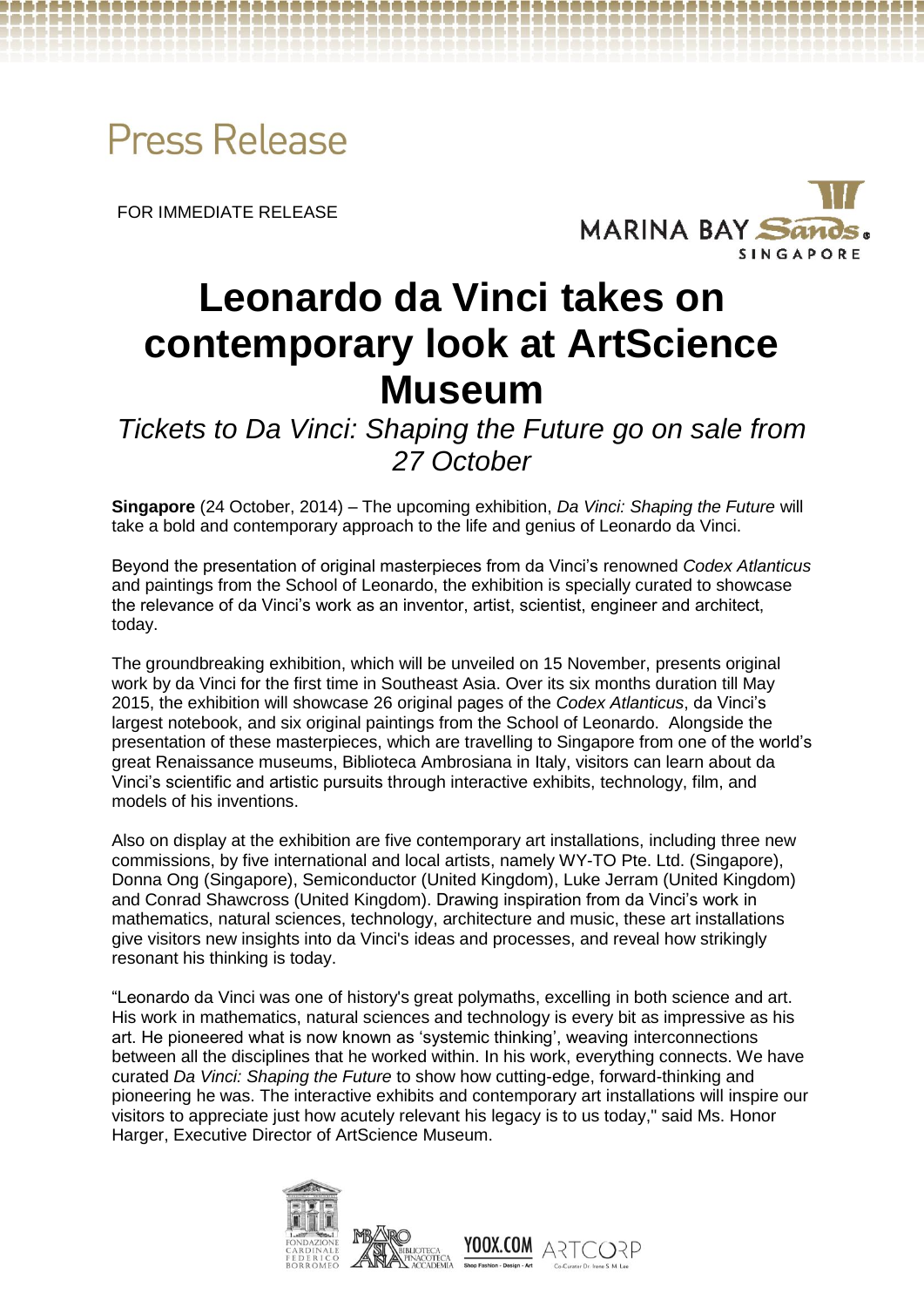Press Release

FOR IMMEDIATE RELEASE

# Leonardo da Vinci takes on contemporary look at ArtScience Museum

*Tickets to Da Vinci: Shaping the Future go on sale from 27 October*

**Singapore** (24 October, 2014) – The upcoming exhibition, *Da Vinci: Shaping the Future* will take a bold and contemporary approach to the life and genius of Leonardo da Vinci.

Beyond the presentation of original masterpieces from da Vinci's renowned *Codex Atlanticus* and paintings from the School of Leonardo, the exhibition is specially curated to showcase the relevance of da Vinci's work as an inventor, artist, scientist, engineer and architect, today.

The groundbreaking exhibition, which will be unveiled on 15 November, presents original work by da Vinci for the first time in Southeast Asia. Over its six months duration till May 2015, the exhibition will showcase 26 original pages of the *Codex Atlanticus*, da Vinci's largest notebook, and six original paintings from the School of Leonardo. Alongside the presentation of these masterpieces, which are travelling to Singapore from one of the world's great Renaissance museums, Biblioteca Ambrosiana in Italy, visitors can learn about da Vinci's scientific and artistic pursuits through interactive exhibits, technology, film, and models of his inventions.

Also on display at the exhibition are five contemporary art installations, including three new commissions, by five international and local artists, namely WY-TO Pte. Ltd. (Singapore), Donna Ong (Singapore), Semiconductor (United Kingdom), Luke Jerram (United Kingdom) and Conrad Shawcross (United Kingdom). Drawing inspiration from da Vinci's work in mathematics, natural sciences, technology, architecture and music, these art installations give visitors new insights into da Vinci's ideas and processes, and reveal how strikingly resonant his thinking is today.

"Leonardo da Vinci was one of history's great polymaths, excelling in both science and art. His work in mathematics, natural sciences and technology is every bit as impressive as his art. He pioneered what is now known as 'systemic thinking', weaving interconnections between all the disciplines that he worked within. In his work, everything connects. We have curated *Da Vinci: Shaping the Future* to show how cutting-edge, forward-thinking and pioneering he was. The interactive exhibits and contemporary art installations will inspire our visitors to appreciate just how acutely relevant his legacy is to us today," said Ms. Honor Harger, Executive Director of ArtScience Museum.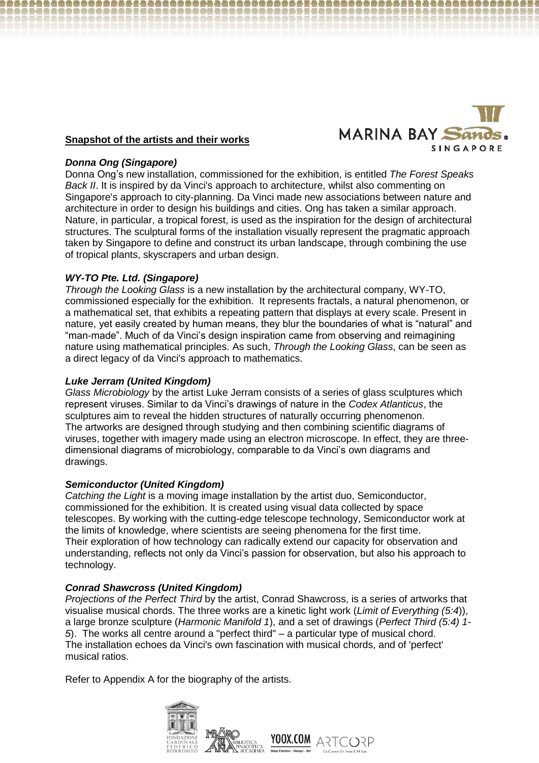**Snapshot of the artists and their works**

***Donna Ong (Singapore)***

Donna Ong's new installation, commissioned for the exhibition, is entitled *The Forest Speaks Back II*. It is inspired by da Vinci's approach to architecture, whilst also commenting on Singapore's approach to city-planning. Da Vinci made new associations between nature and architecture in order to design his buildings and cities. Ong has taken a similar approach. Nature, in particular, a tropical forest, is used as the inspiration for the design of architectural structures. The sculptural forms of the installation visually represent the pragmatic approach taken by Singapore to define and construct its urban landscape, through combining the use of tropical plants, skyscrapers and urban design.

***WY-TO Pte. Ltd. (Singapore)***

*Through the Looking Glass* is a new installation by the architectural company, WY-TO, commissioned especially for the exhibition. It represents fractals, a natural phenomenon, or a mathematical set, that exhibits a repeating pattern that displays at every scale. Present in nature, yet easily created by human means, they blur the boundaries of what is "natural" and "man-made". Much of da Vinci's design inspiration came from observing and reimagining nature using mathematical principles. As such, *Through the Looking Glass*, can be seen as a direct legacy of da Vinci's approach to mathematics.

***Luke Jerram (United Kingdom)***

*Glass Microbiology* by the artist Luke Jerram consists of a series of glass sculptures which represent viruses. Similar to da Vinci's drawings of nature in the *Codex Atlanticus*, the sculptures aim to reveal the hidden structures of naturally occurring phenomenon. The artworks are designed through studying and then combining scientific diagrams of viruses, together with imagery made using an electron microscope. In effect, they are three-dimensional diagrams of microbiology, comparable to da Vinci's own diagrams and drawings.

***Semiconductor (United Kingdom)***

*Catching the Light* is a moving image installation by the artist duo, Semiconductor, commissioned for the exhibition. It is created using visual data collected by space telescopes. By working with the cutting-edge telescope technology, Semiconductor work at the limits of knowledge, where scientists are seeing phenomena for the first time. Their exploration of how technology can radically extend our capacity for observation and understanding, reflects not only da Vinci's passion for observation, but also his approach to technology.

***Conrad Shawcross (United Kingdom)***

*Projections of the Perfect Third* by the artist, Conrad Shawcross, is a series of artworks that visualise musical chords. The three works are a kinetic light work (*Limit of Everything (5:4)*), a large bronze sculpture (*Harmonic Manifold 1*), and a set of drawings (*Perfect Third (5:4) 1-5*). The works all centre around a "perfect third" – a particular type of musical chord. The installation echoes da Vinci's own fascination with musical chords, and of 'perfect' musical ratios.

Refer to Appendix A for the biography of the artists.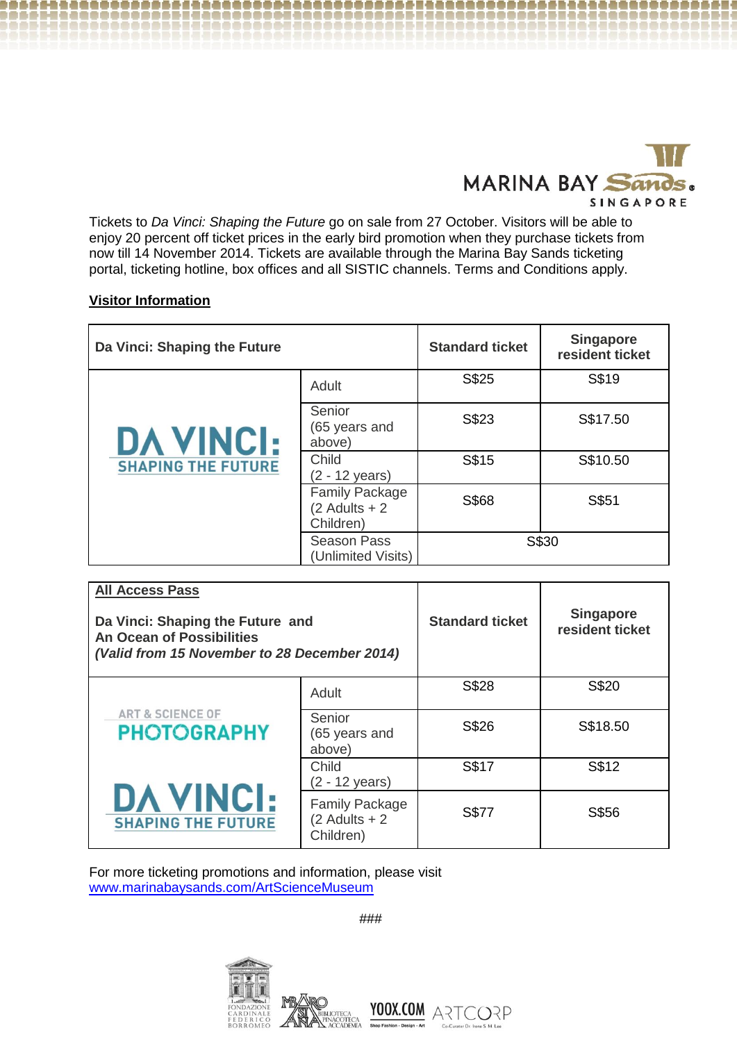Tickets to *Da Vinci: Shaping the Future* go on sale from 27 October. Visitors will be able to enjoy 20 percent off ticket prices in the early bird promotion when they purchase tickets from now till 14 November 2014. Tickets are available through the Marina Bay Sands ticketing portal, ticketing hotline, box offices and all SISTIC channels. Terms and Conditions apply.

**Visitor Information**

| **Da Vinci: Shaping the Future** | | **Standard ticket** | **Singapore resident ticket** |
|---|---|---|---|
| DA VINCI: SHAPING THE FUTURE | Adult | S$25 | S$19 |
| | Senior (65 years and above) | S$23 | S$17.50 |
| | Child (2 - 12 years) | S$15 | S$10.50 |
| | Family Package (2 Adults + 2 Children) | S$68 | S$51 |
| | Season Pass (Unlimited Visits) | S$30 | |

| **All Access Pass** **Da Vinci: Shaping the Future and An Ocean of Possibilities** ***(Valid from 15 November to 28 December 2014)*** | | **Standard ticket** | **Singapore resident ticket** |
|---|---|---|---|
| ART & SCIENCE OF PHOTOGRAPHY / DA VINCI: SHAPING THE FUTURE | Adult | S$28 | S$20 |
| | Senior (65 years and above) | S$26 | S$18.50 |
| | Child (2 - 12 years) | S$17 | S$12 |
| | Family Package (2 Adults + 2 Children) | S$77 | S$56 |

For more ticketing promotions and information, please visit [www.marinabaysands.com/ArtScienceMuseum](www.marinabaysands.com/ArtScienceMuseum)

###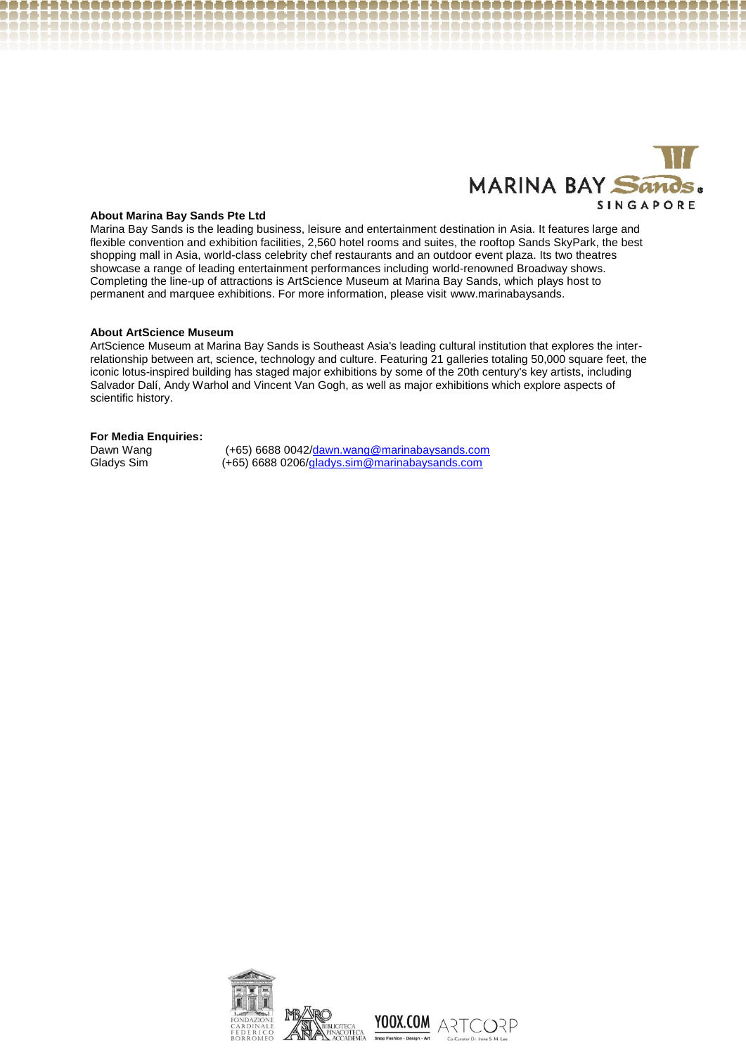**About Marina Bay Sands Pte Ltd**

Marina Bay Sands is the leading business, leisure and entertainment destination in Asia. It features large and flexible convention and exhibition facilities, 2,560 hotel rooms and suites, the rooftop Sands SkyPark, the best shopping mall in Asia, world-class celebrity chef restaurants and an outdoor event plaza. Its two theatres showcase a range of leading entertainment performances including world-renowned Broadway shows. Completing the line-up of attractions is ArtScience Museum at Marina Bay Sands, which plays host to permanent and marquee exhibitions. For more information, please visit www.marinabaysands.

**About ArtScience Museum**

ArtScience Museum at Marina Bay Sands is Southeast Asia's leading cultural institution that explores the inter-relationship between art, science, technology and culture. Featuring 21 galleries totaling 50,000 square feet, the iconic lotus-inspired building has staged major exhibitions by some of the 20th century's key artists, including Salvador Dalí, Andy Warhol and Vincent Van Gogh, as well as major exhibitions which explore aspects of scientific history.

**For Media Enquiries:**

Dawn Wang (+65) 6688 0042/dawn.wang@marinabaysands.com
Gladys Sim (+65) 6688 0206/gladys.sim@marinabaysands.com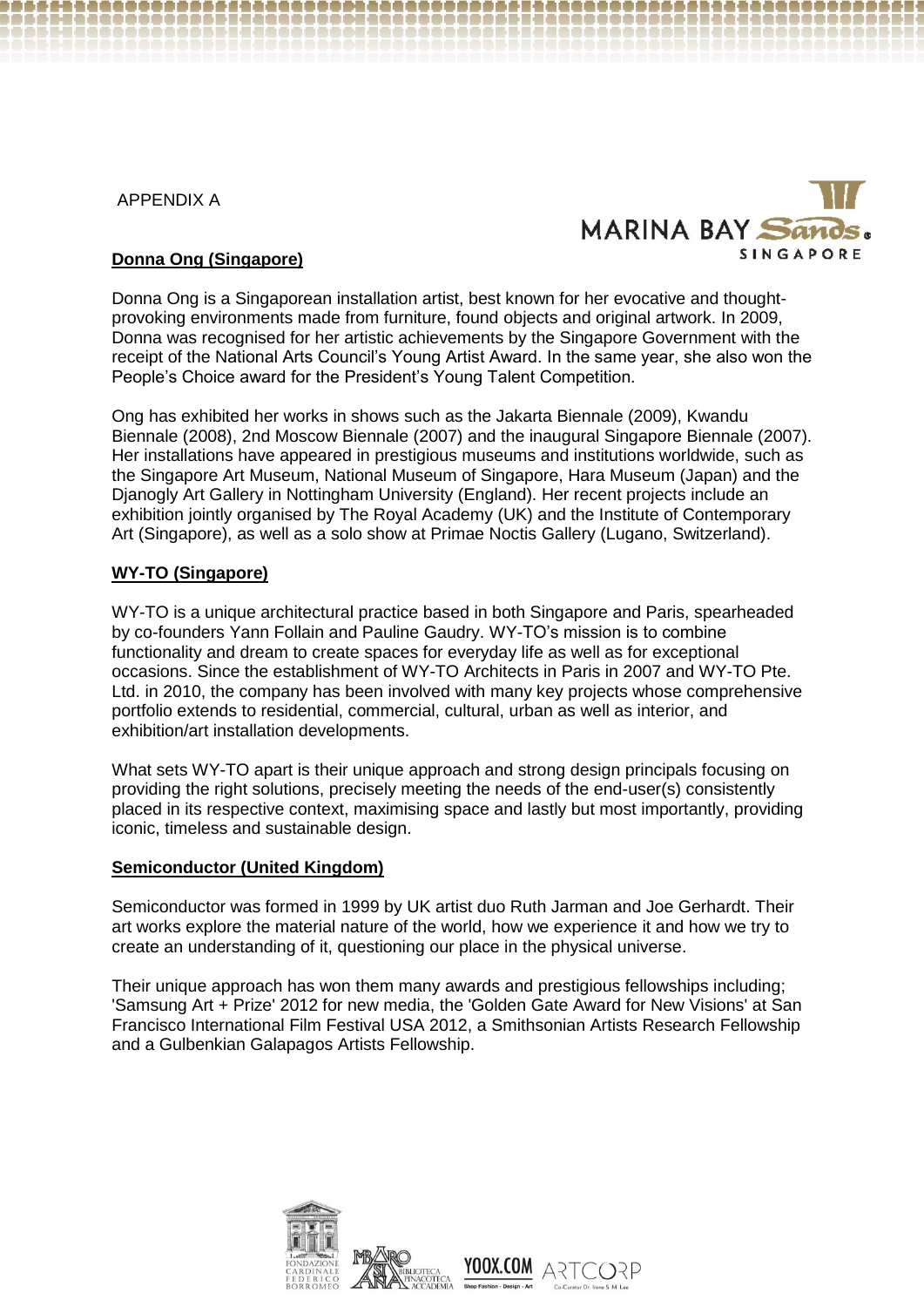APPENDIX A

**Donna Ong (Singapore)**

Donna Ong is a Singaporean installation artist, best known for her evocative and thought-provoking environments made from furniture, found objects and original artwork. In 2009, Donna was recognised for her artistic achievements by the Singapore Government with the receipt of the National Arts Council's Young Artist Award. In the same year, she also won the People's Choice award for the President's Young Talent Competition.

Ong has exhibited her works in shows such as the Jakarta Biennale (2009), Kwandu Biennale (2008), 2nd Moscow Biennale (2007) and the inaugural Singapore Biennale (2007). Her installations have appeared in prestigious museums and institutions worldwide, such as the Singapore Art Museum, National Museum of Singapore, Hara Museum (Japan) and the Djanogly Art Gallery in Nottingham University (England). Her recent projects include an exhibition jointly organised by The Royal Academy (UK) and the Institute of Contemporary Art (Singapore), as well as a solo show at Primae Noctis Gallery (Lugano, Switzerland).

**WY-TO (Singapore)**

WY-TO is a unique architectural practice based in both Singapore and Paris, spearheaded by co-founders Yann Follain and Pauline Gaudry. WY-TO's mission is to combine functionality and dream to create spaces for everyday life as well as for exceptional occasions. Since the establishment of WY-TO Architects in Paris in 2007 and WY-TO Pte. Ltd. in 2010, the company has been involved with many key projects whose comprehensive portfolio extends to residential, commercial, cultural, urban as well as interior, and exhibition/art installation developments.

What sets WY-TO apart is their unique approach and strong design principals focusing on providing the right solutions, precisely meeting the needs of the end-user(s) consistently placed in its respective context, maximising space and lastly but most importantly, providing iconic, timeless and sustainable design.

**Semiconductor (United Kingdom)**

Semiconductor was formed in 1999 by UK artist duo Ruth Jarman and Joe Gerhardt. Their art works explore the material nature of the world, how we experience it and how we try to create an understanding of it, questioning our place in the physical universe.

Their unique approach has won them many awards and prestigious fellowships including; 'Samsung Art + Prize' 2012 for new media, the 'Golden Gate Award for New Visions' at San Francisco International Film Festival USA 2012, a Smithsonian Artists Research Fellowship and a Gulbenkian Galapagos Artists Fellowship.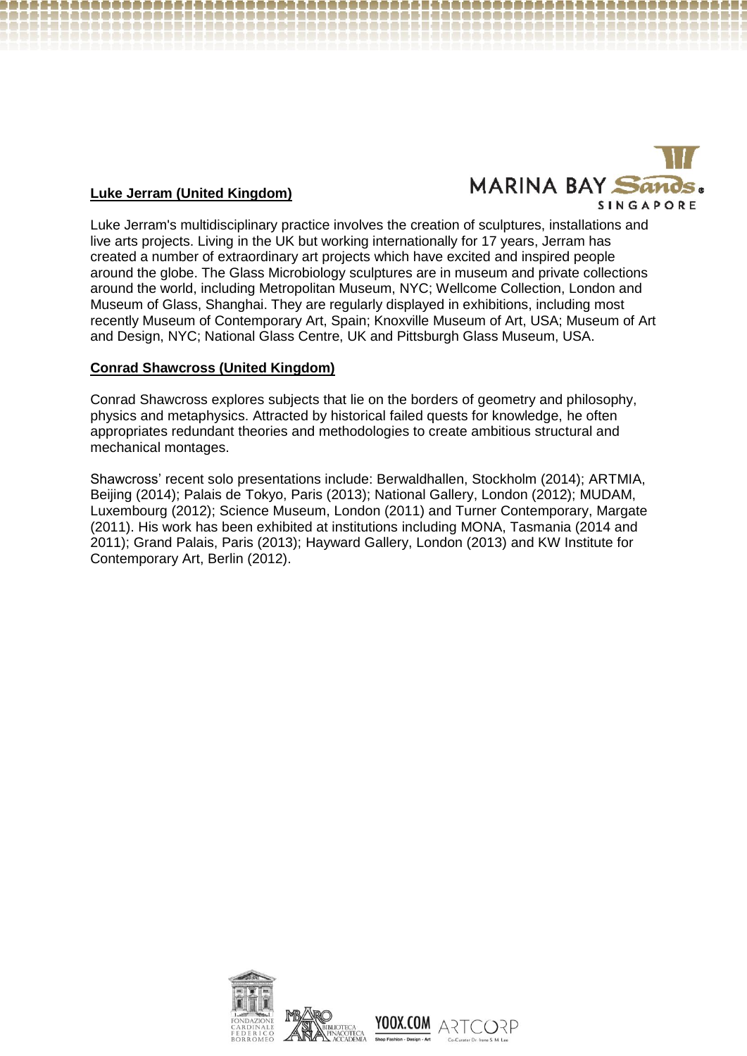**Luke Jerram (United Kingdom)**

Luke Jerram's multidisciplinary practice involves the creation of sculptures, installations and live arts projects. Living in the UK but working internationally for 17 years, Jerram has created a number of extraordinary art projects which have excited and inspired people around the globe. The Glass Microbiology sculptures are in museum and private collections around the world, including Metropolitan Museum, NYC; Wellcome Collection, London and Museum of Glass, Shanghai. They are regularly displayed in exhibitions, including most recently Museum of Contemporary Art, Spain; Knoxville Museum of Art, USA; Museum of Art and Design, NYC; National Glass Centre, UK and Pittsburgh Glass Museum, USA.

**Conrad Shawcross (United Kingdom)**

Conrad Shawcross explores subjects that lie on the borders of geometry and philosophy, physics and metaphysics. Attracted by historical failed quests for knowledge, he often appropriates redundant theories and methodologies to create ambitious structural and mechanical montages.

Shawcross' recent solo presentations include: Berwaldhallen, Stockholm (2014); ARTMIA, Beijing (2014); Palais de Tokyo, Paris (2013); National Gallery, London (2012); MUDAM, Luxembourg (2012); Science Museum, London (2011) and Turner Contemporary, Margate (2011). His work has been exhibited at institutions including MONA, Tasmania (2014 and 2011); Grand Palais, Paris (2013); Hayward Gallery, London (2013) and KW Institute for Contemporary Art, Berlin (2012).